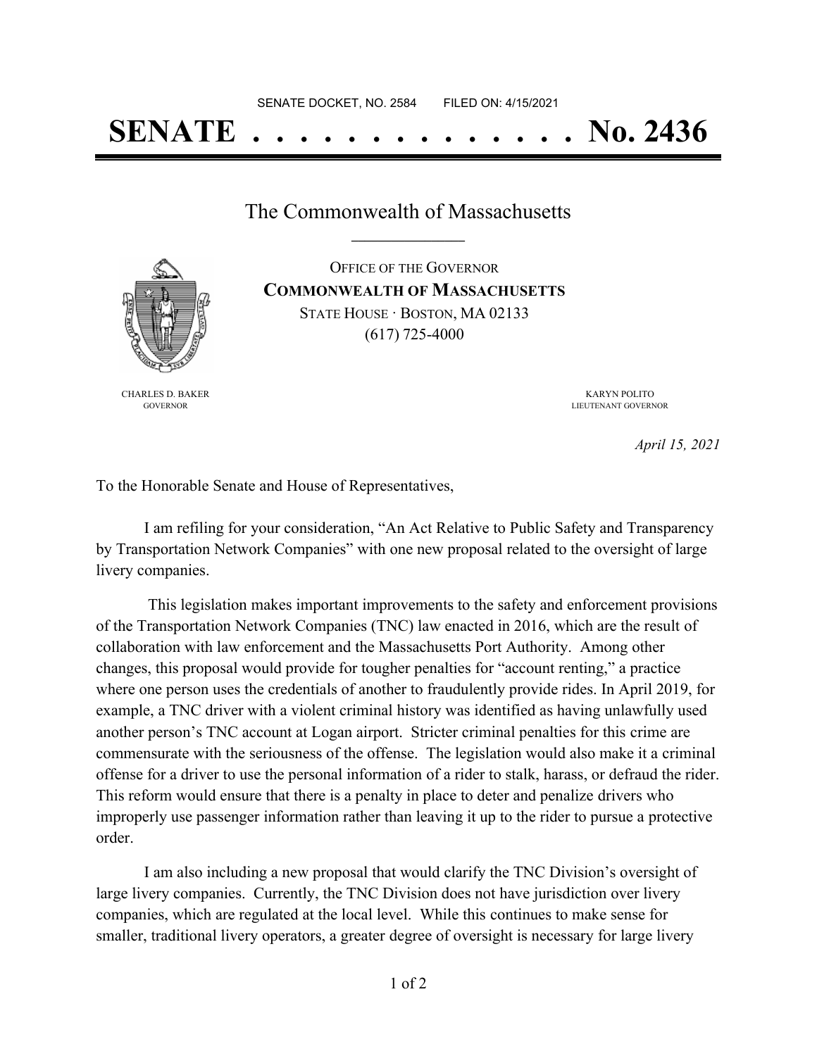SENATE DOCKET, NO. 2584 FILED ON: 4/15/2021

# SENATE . . . . . . . . . . . . . . No. 2436

## The Commonwealth of Massachusetts

OFFICE OF THE GOVERNOR
**COMMONWEALTH OF MASSACHUSETTS**
STATE HOUSE · BOSTON, MA 02133
(617) 725-4000

CHARLES D. BAKER
GOVERNOR

KARYN POLITO
LIEUTENANT GOVERNOR

*April 15, 2021*

To the Honorable Senate and House of Representatives,

I am refiling for your consideration, "An Act Relative to Public Safety and Transparency by Transportation Network Companies" with one new proposal related to the oversight of large livery companies.

This legislation makes important improvements to the safety and enforcement provisions of the Transportation Network Companies (TNC) law enacted in 2016, which are the result of collaboration with law enforcement and the Massachusetts Port Authority. Among other changes, this proposal would provide for tougher penalties for "account renting," a practice where one person uses the credentials of another to fraudulently provide rides. In April 2019, for example, a TNC driver with a violent criminal history was identified as having unlawfully used another person's TNC account at Logan airport. Stricter criminal penalties for this crime are commensurate with the seriousness of the offense. The legislation would also make it a criminal offense for a driver to use the personal information of a rider to stalk, harass, or defraud the rider. This reform would ensure that there is a penalty in place to deter and penalize drivers who improperly use passenger information rather than leaving it up to the rider to pursue a protective order.

I am also including a new proposal that would clarify the TNC Division's oversight of large livery companies. Currently, the TNC Division does not have jurisdiction over livery companies, which are regulated at the local level. While this continues to make sense for smaller, traditional livery operators, a greater degree of oversight is necessary for large livery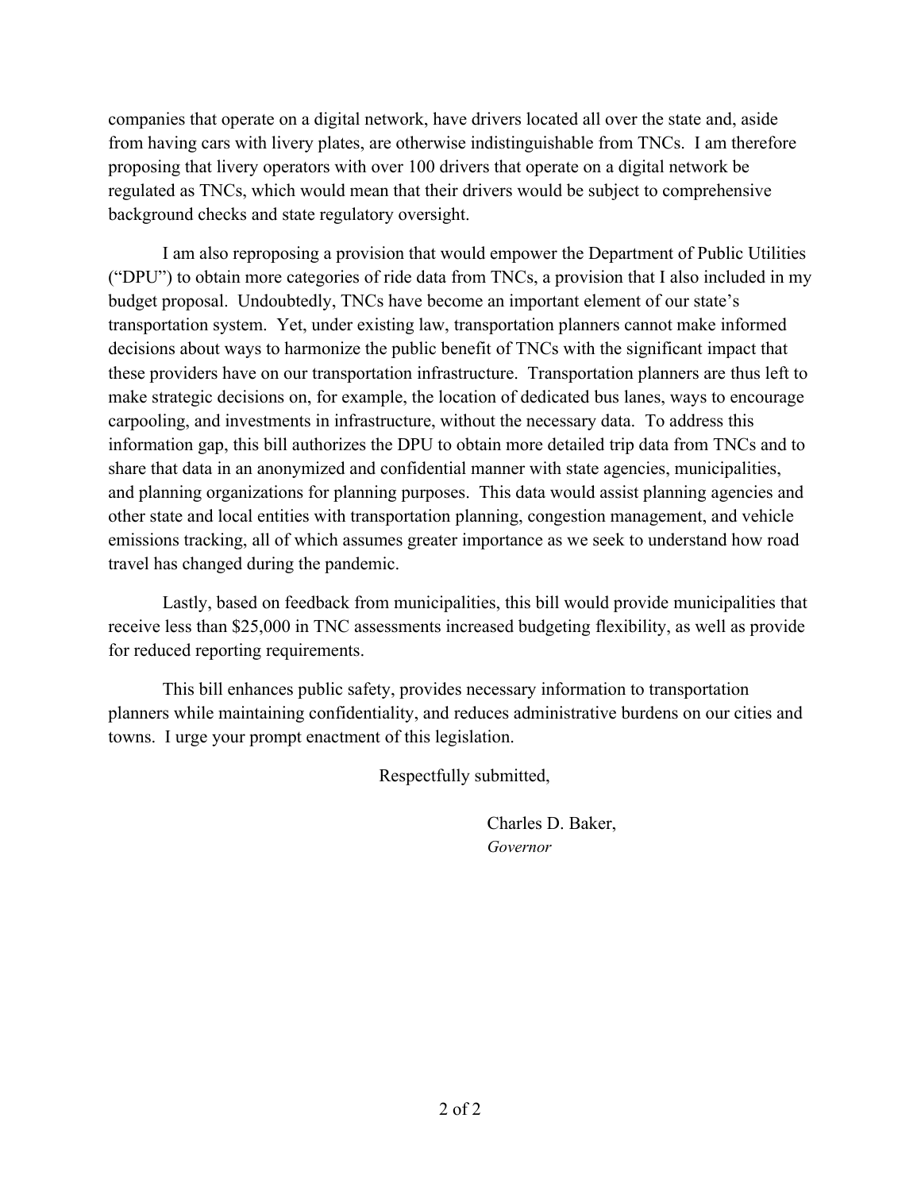companies that operate on a digital network, have drivers located all over the state and, aside from having cars with livery plates, are otherwise indistinguishable from TNCs. I am therefore proposing that livery operators with over 100 drivers that operate on a digital network be regulated as TNCs, which would mean that their drivers would be subject to comprehensive background checks and state regulatory oversight.

I am also reproposing a provision that would empower the Department of Public Utilities ("DPU") to obtain more categories of ride data from TNCs, a provision that I also included in my budget proposal. Undoubtedly, TNCs have become an important element of our state's transportation system. Yet, under existing law, transportation planners cannot make informed decisions about ways to harmonize the public benefit of TNCs with the significant impact that these providers have on our transportation infrastructure. Transportation planners are thus left to make strategic decisions on, for example, the location of dedicated bus lanes, ways to encourage carpooling, and investments in infrastructure, without the necessary data. To address this information gap, this bill authorizes the DPU to obtain more detailed trip data from TNCs and to share that data in an anonymized and confidential manner with state agencies, municipalities, and planning organizations for planning purposes. This data would assist planning agencies and other state and local entities with transportation planning, congestion management, and vehicle emissions tracking, all of which assumes greater importance as we seek to understand how road travel has changed during the pandemic.

Lastly, based on feedback from municipalities, this bill would provide municipalities that receive less than $25,000 in TNC assessments increased budgeting flexibility, as well as provide for reduced reporting requirements.

This bill enhances public safety, provides necessary information to transportation planners while maintaining confidentiality, and reduces administrative burdens on our cities and towns. I urge your prompt enactment of this legislation.

Respectfully submitted,

Charles D. Baker,
*Governor*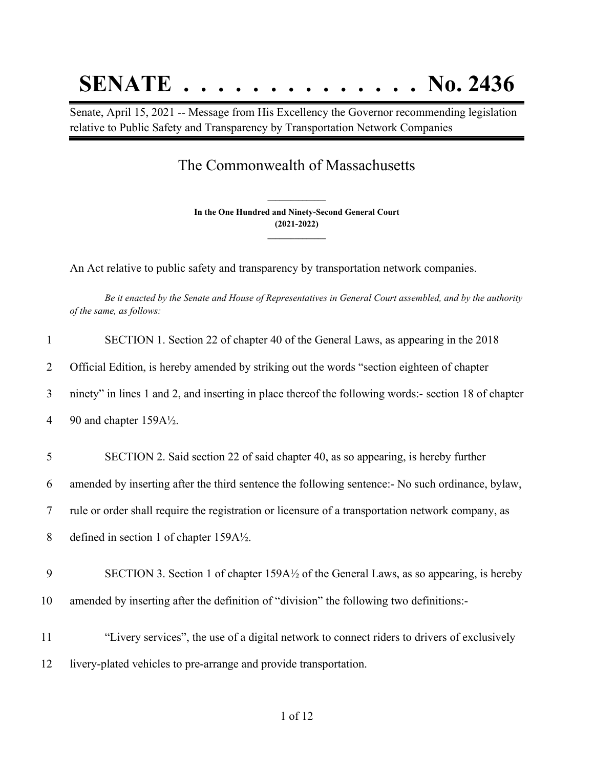# SENATE . . . . . . . . . . . . . . No. 2436

Senate, April 15, 2021 -- Message from His Excellency the Governor recommending legislation relative to Public Safety and Transparency by Transportation Network Companies

## The Commonwealth of Massachusetts

**In the One Hundred and Ninety-Second General Court**
**(2021-2022)**

An Act relative to public safety and transparency by transportation network companies.

*Be it enacted by the Senate and House of Representatives in General Court assembled, and by the authority of the same, as follows:*

1 SECTION 1. Section 22 of chapter 40 of the General Laws, as appearing in the 2018
2 Official Edition, is hereby amended by striking out the words "section eighteen of chapter
3 ninety" in lines 1 and 2, and inserting in place thereof the following words:- section 18 of chapter
4 90 and chapter 159A½.

5 SECTION 2. Said section 22 of said chapter 40, as so appearing, is hereby further
6 amended by inserting after the third sentence the following sentence:- No such ordinance, bylaw,
7 rule or order shall require the registration or licensure of a transportation network company, as
8 defined in section 1 of chapter 159A½.

9 SECTION 3. Section 1 of chapter 159A½ of the General Laws, as so appearing, is hereby
10 amended by inserting after the definition of "division" the following two definitions:-

11 "Livery services", the use of a digital network to connect riders to drivers of exclusively
12 livery-plated vehicles to pre-arrange and provide transportation.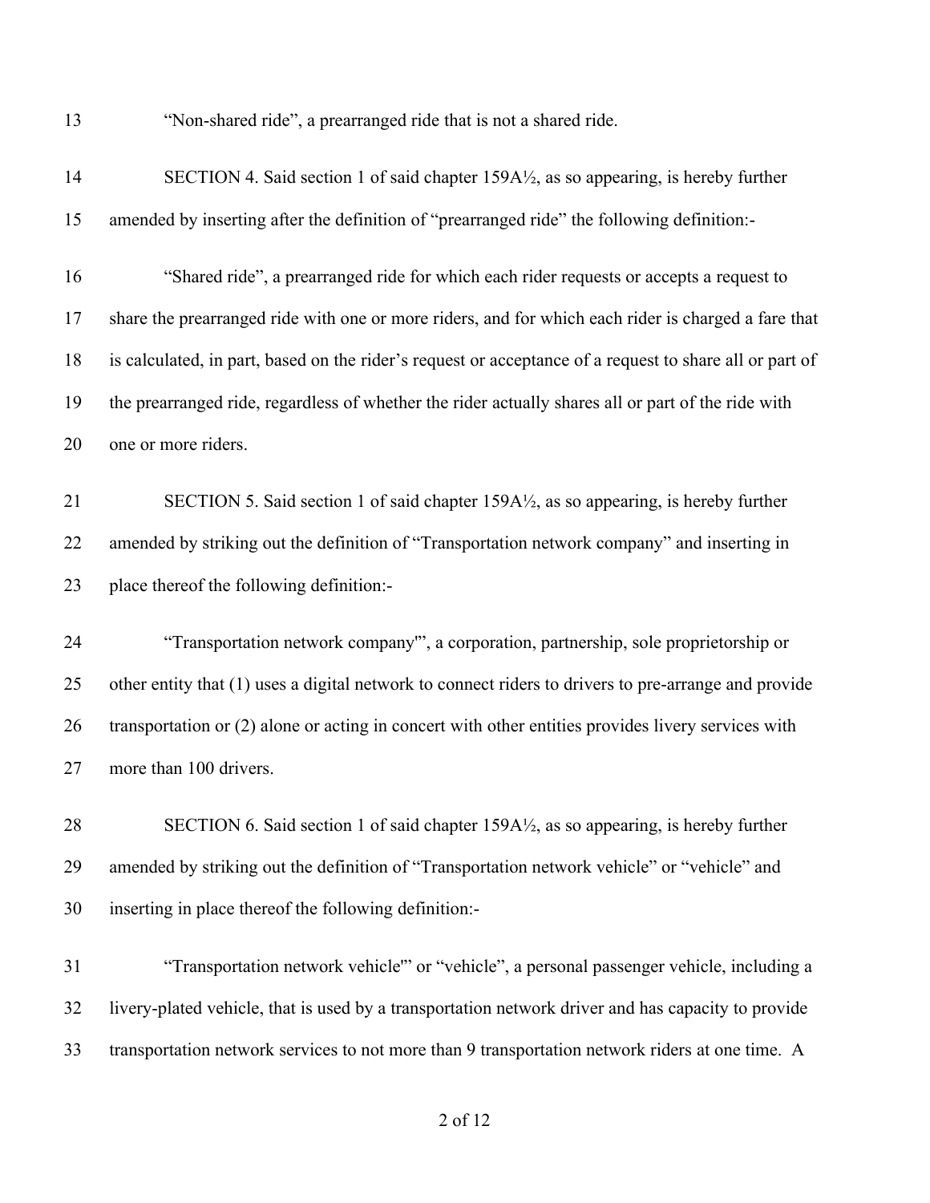"Non-shared ride", a prearranged ride that is not a shared ride.

SECTION 4. Said section 1 of said chapter 159A½, as so appearing, is hereby further amended by inserting after the definition of "prearranged ride" the following definition:-

"Shared ride", a prearranged ride for which each rider requests or accepts a request to share the prearranged ride with one or more riders, and for which each rider is charged a fare that is calculated, in part, based on the rider's request or acceptance of a request to share all or part of the prearranged ride, regardless of whether the rider actually shares all or part of the ride with one or more riders.

SECTION 5. Said section 1 of said chapter 159A½, as so appearing, is hereby further amended by striking out the definition of "Transportation network company" and inserting in place thereof the following definition:-

"Transportation network company'", a corporation, partnership, sole proprietorship or other entity that (1) uses a digital network to connect riders to drivers to pre-arrange and provide transportation or (2) alone or acting in concert with other entities provides livery services with more than 100 drivers.

SECTION 6. Said section 1 of said chapter 159A½, as so appearing, is hereby further amended by striking out the definition of "Transportation network vehicle" or "vehicle" and inserting in place thereof the following definition:-

"Transportation network vehicle'" or "vehicle", a personal passenger vehicle, including a livery-plated vehicle, that is used by a transportation network driver and has capacity to provide transportation network services to not more than 9 transportation network riders at one time. A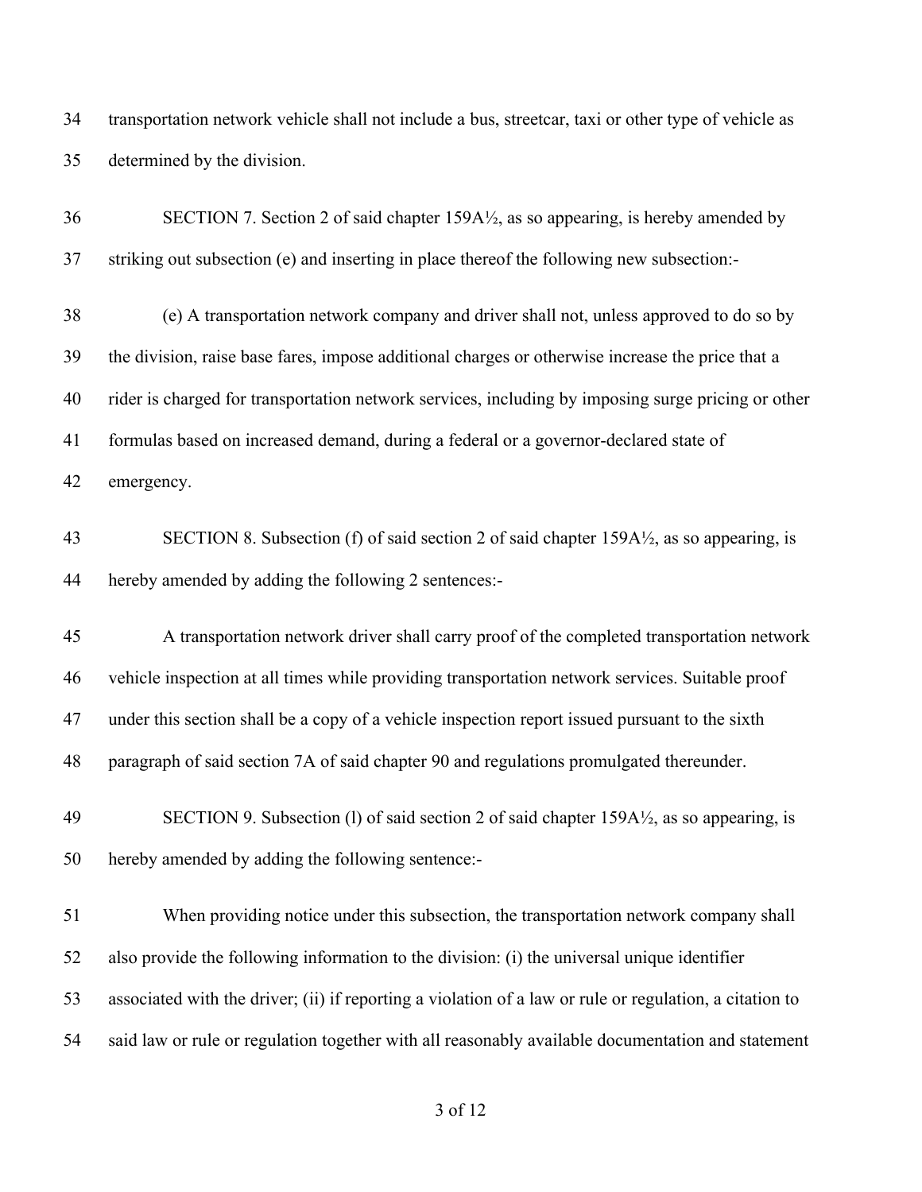transportation network vehicle shall not include a bus, streetcar, taxi or other type of vehicle as determined by the division.

SECTION 7. Section 2 of said chapter 159A½, as so appearing, is hereby amended by striking out subsection (e) and inserting in place thereof the following new subsection:-

(e) A transportation network company and driver shall not, unless approved to do so by the division, raise base fares, impose additional charges or otherwise increase the price that a rider is charged for transportation network services, including by imposing surge pricing or other formulas based on increased demand, during a federal or a governor-declared state of emergency.

SECTION 8. Subsection (f) of said section 2 of said chapter 159A½, as so appearing, is hereby amended by adding the following 2 sentences:-

A transportation network driver shall carry proof of the completed transportation network vehicle inspection at all times while providing transportation network services. Suitable proof under this section shall be a copy of a vehicle inspection report issued pursuant to the sixth paragraph of said section 7A of said chapter 90 and regulations promulgated thereunder.

SECTION 9. Subsection (l) of said section 2 of said chapter 159A½, as so appearing, is hereby amended by adding the following sentence:-

When providing notice under this subsection, the transportation network company shall also provide the following information to the division: (i) the universal unique identifier associated with the driver; (ii) if reporting a violation of a law or rule or regulation, a citation to said law or rule or regulation together with all reasonably available documentation and statement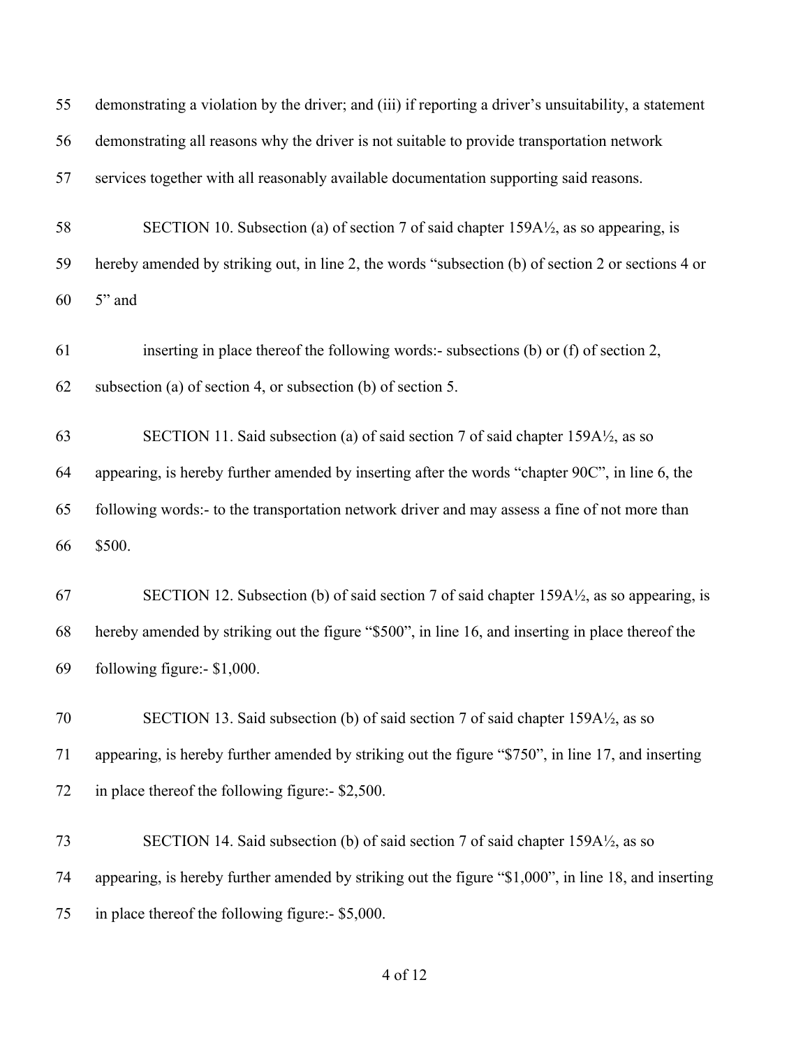demonstrating a violation by the driver; and (iii) if reporting a driver's unsuitability, a statement demonstrating all reasons why the driver is not suitable to provide transportation network services together with all reasonably available documentation supporting said reasons.

SECTION 10. Subsection (a) of section 7 of said chapter 159A½, as so appearing, is hereby amended by striking out, in line 2, the words "subsection (b) of section 2 or sections 4 or 5" and

inserting in place thereof the following words:- subsections (b) or (f) of section 2, subsection (a) of section 4, or subsection (b) of section 5.

SECTION 11. Said subsection (a) of said section 7 of said chapter 159A½, as so appearing, is hereby further amended by inserting after the words "chapter 90C", in line 6, the following words:- to the transportation network driver and may assess a fine of not more than $500.

SECTION 12. Subsection (b) of said section 7 of said chapter 159A½, as so appearing, is hereby amended by striking out the figure "$500", in line 16, and inserting in place thereof the following figure:- $1,000.

SECTION 13. Said subsection (b) of said section 7 of said chapter 159A½, as so appearing, is hereby further amended by striking out the figure "$750", in line 17, and inserting in place thereof the following figure:- $2,500.

SECTION 14. Said subsection (b) of said section 7 of said chapter 159A½, as so appearing, is hereby further amended by striking out the figure "$1,000", in line 18, and inserting in place thereof the following figure:- $5,000.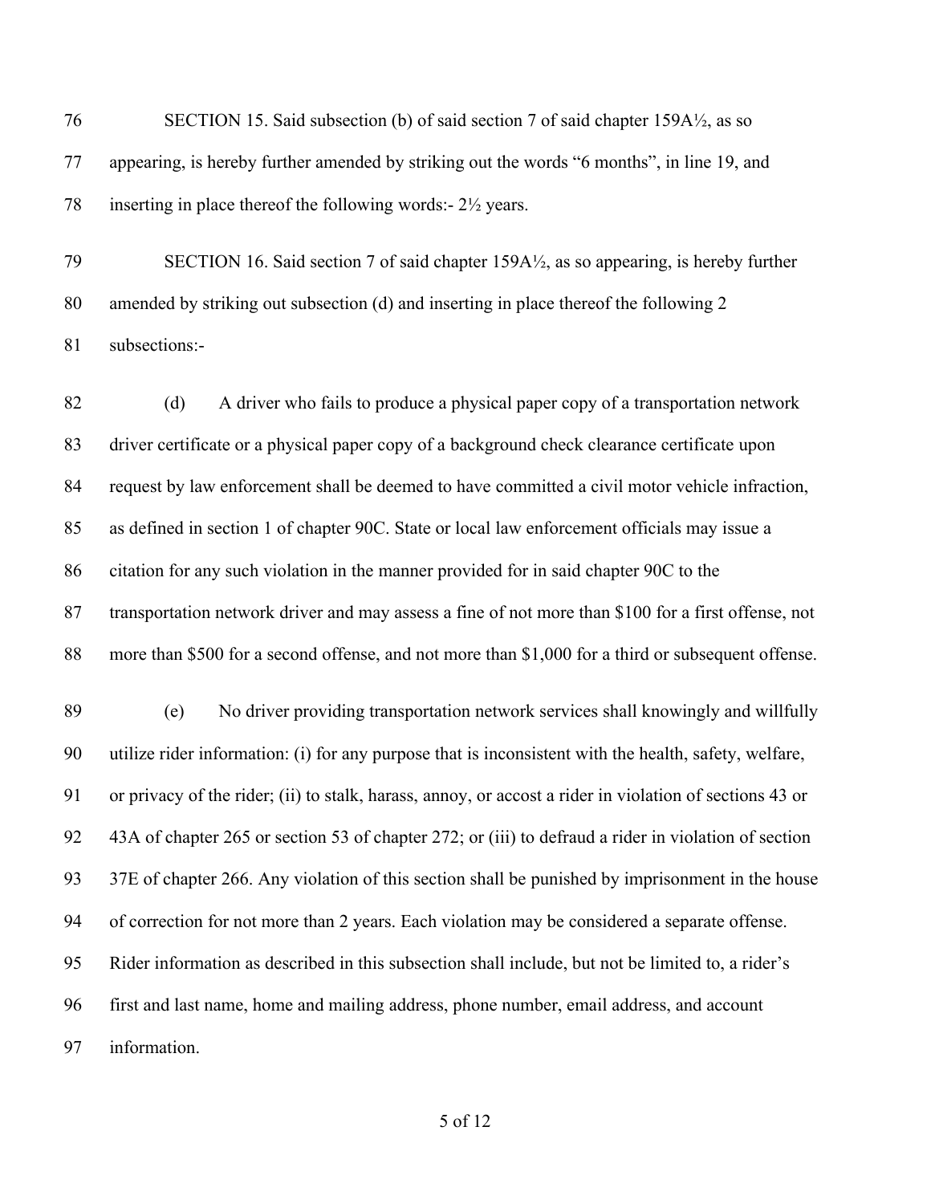SECTION 15. Said subsection (b) of said section 7 of said chapter 159A½, as so appearing, is hereby further amended by striking out the words "6 months", in line 19, and inserting in place thereof the following words:- 2½ years.

SECTION 16. Said section 7 of said chapter 159A½, as so appearing, is hereby further amended by striking out subsection (d) and inserting in place thereof the following 2 subsections:-

(d) A driver who fails to produce a physical paper copy of a transportation network driver certificate or a physical paper copy of a background check clearance certificate upon request by law enforcement shall be deemed to have committed a civil motor vehicle infraction, as defined in section 1 of chapter 90C. State or local law enforcement officials may issue a citation for any such violation in the manner provided for in said chapter 90C to the transportation network driver and may assess a fine of not more than $100 for a first offense, not more than $500 for a second offense, and not more than $1,000 for a third or subsequent offense.

(e) No driver providing transportation network services shall knowingly and willfully utilize rider information: (i) for any purpose that is inconsistent with the health, safety, welfare, or privacy of the rider; (ii) to stalk, harass, annoy, or accost a rider in violation of sections 43 or 43A of chapter 265 or section 53 of chapter 272; or (iii) to defraud a rider in violation of section 37E of chapter 266. Any violation of this section shall be punished by imprisonment in the house of correction for not more than 2 years. Each violation may be considered a separate offense. Rider information as described in this subsection shall include, but not be limited to, a rider's first and last name, home and mailing address, phone number, email address, and account information.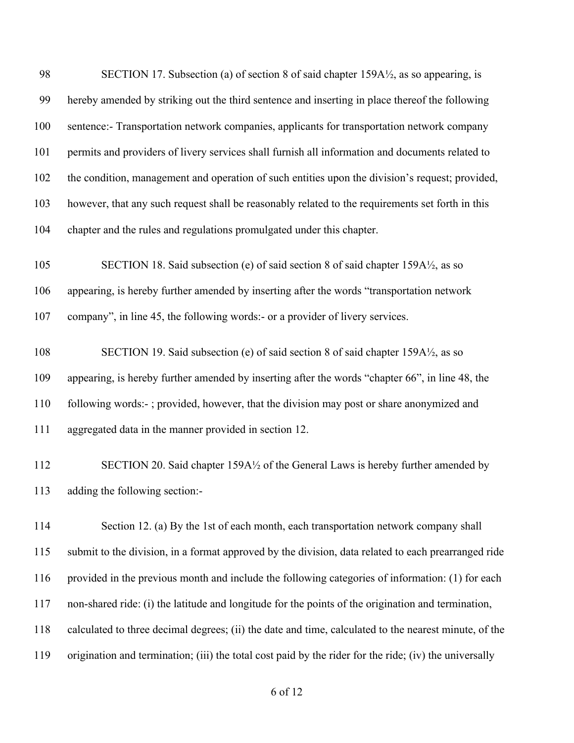SECTION 17. Subsection (a) of section 8 of said chapter 159A½, as so appearing, is hereby amended by striking out the third sentence and inserting in place thereof the following sentence:- Transportation network companies, applicants for transportation network company permits and providers of livery services shall furnish all information and documents related to the condition, management and operation of such entities upon the division's request; provided, however, that any such request shall be reasonably related to the requirements set forth in this chapter and the rules and regulations promulgated under this chapter.

SECTION 18. Said subsection (e) of said section 8 of said chapter 159A½, as so appearing, is hereby further amended by inserting after the words "transportation network company", in line 45, the following words:- or a provider of livery services.

SECTION 19. Said subsection (e) of said section 8 of said chapter 159A½, as so appearing, is hereby further amended by inserting after the words "chapter 66", in line 48, the following words:- ; provided, however, that the division may post or share anonymized and aggregated data in the manner provided in section 12.

SECTION 20. Said chapter 159A½ of the General Laws is hereby further amended by adding the following section:-

Section 12. (a) By the 1st of each month, each transportation network company shall submit to the division, in a format approved by the division, data related to each prearranged ride provided in the previous month and include the following categories of information: (1) for each non-shared ride: (i) the latitude and longitude for the points of the origination and termination, calculated to three decimal degrees; (ii) the date and time, calculated to the nearest minute, of the origination and termination; (iii) the total cost paid by the rider for the ride; (iv) the universally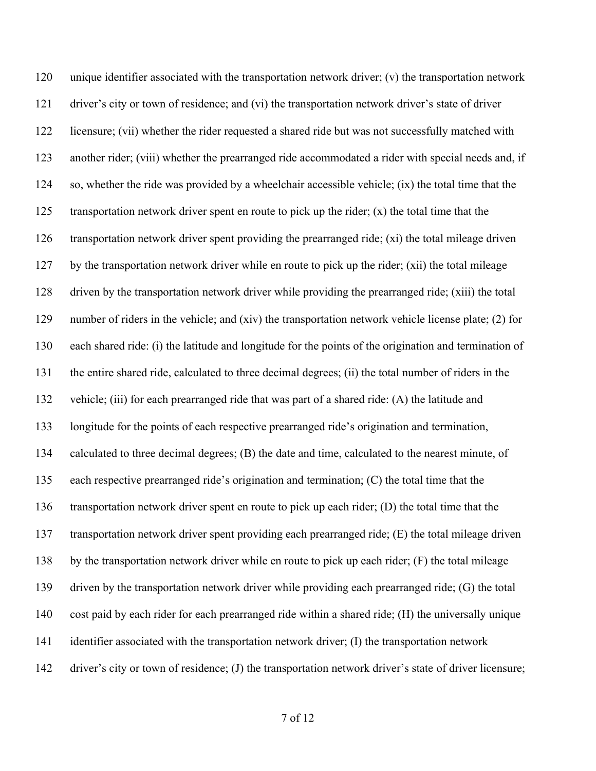120 unique identifier associated with the transportation network driver; (v) the transportation network
121 driver's city or town of residence; and (vi) the transportation network driver's state of driver
122 licensure; (vii) whether the rider requested a shared ride but was not successfully matched with
123 another rider; (viii) whether the prearranged ride accommodated a rider with special needs and, if
124 so, whether the ride was provided by a wheelchair accessible vehicle; (ix) the total time that the
125 transportation network driver spent en route to pick up the rider; (x) the total time that the
126 transportation network driver spent providing the prearranged ride; (xi) the total mileage driven
127 by the transportation network driver while en route to pick up the rider; (xii) the total mileage
128 driven by the transportation network driver while providing the prearranged ride; (xiii) the total
129 number of riders in the vehicle; and (xiv) the transportation network vehicle license plate; (2) for
130 each shared ride: (i) the latitude and longitude for the points of the origination and termination of
131 the entire shared ride, calculated to three decimal degrees; (ii) the total number of riders in the
132 vehicle; (iii) for each prearranged ride that was part of a shared ride: (A) the latitude and
133 longitude for the points of each respective prearranged ride's origination and termination,
134 calculated to three decimal degrees; (B) the date and time, calculated to the nearest minute, of
135 each respective prearranged ride's origination and termination; (C) the total time that the
136 transportation network driver spent en route to pick up each rider; (D) the total time that the
137 transportation network driver spent providing each prearranged ride; (E) the total mileage driven
138 by the transportation network driver while en route to pick up each rider; (F) the total mileage
139 driven by the transportation network driver while providing each prearranged ride; (G) the total
140 cost paid by each rider for each prearranged ride within a shared ride; (H) the universally unique
141 identifier associated with the transportation network driver; (I) the transportation network
142 driver's city or town of residence; (J) the transportation network driver's state of driver licensure;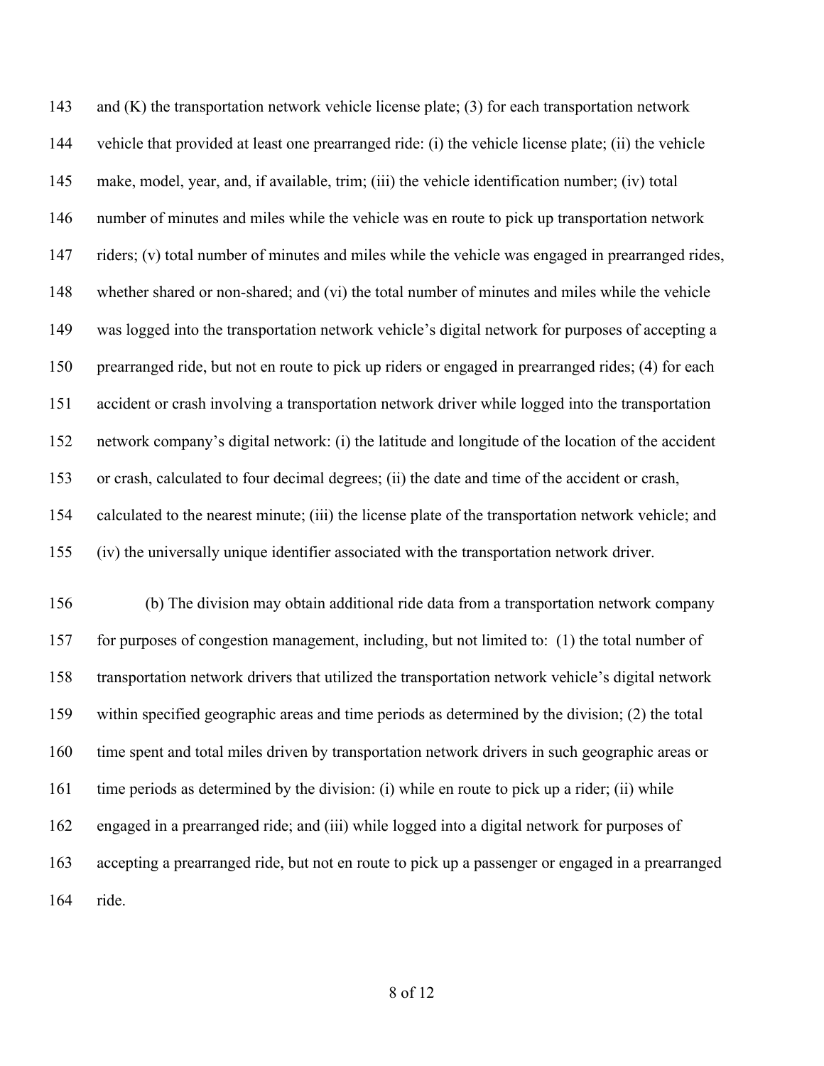143 and (K) the transportation network vehicle license plate; (3) for each transportation network
144 vehicle that provided at least one prearranged ride: (i) the vehicle license plate; (ii) the vehicle
145 make, model, year, and, if available, trim; (iii) the vehicle identification number; (iv) total
146 number of minutes and miles while the vehicle was en route to pick up transportation network
147 riders; (v) total number of minutes and miles while the vehicle was engaged in prearranged rides,
148 whether shared or non-shared; and (vi) the total number of minutes and miles while the vehicle
149 was logged into the transportation network vehicle's digital network for purposes of accepting a
150 prearranged ride, but not en route to pick up riders or engaged in prearranged rides; (4) for each
151 accident or crash involving a transportation network driver while logged into the transportation
152 network company's digital network: (i) the latitude and longitude of the location of the accident
153 or crash, calculated to four decimal degrees; (ii) the date and time of the accident or crash,
154 calculated to the nearest minute; (iii) the license plate of the transportation network vehicle; and
155 (iv) the universally unique identifier associated with the transportation network driver.

156 (b) The division may obtain additional ride data from a transportation network company
157 for purposes of congestion management, including, but not limited to: (1) the total number of
158 transportation network drivers that utilized the transportation network vehicle's digital network
159 within specified geographic areas and time periods as determined by the division; (2) the total
160 time spent and total miles driven by transportation network drivers in such geographic areas or
161 time periods as determined by the division: (i) while en route to pick up a rider; (ii) while
162 engaged in a prearranged ride; and (iii) while logged into a digital network for purposes of
163 accepting a prearranged ride, but not en route to pick up a passenger or engaged in a prearranged
164 ride.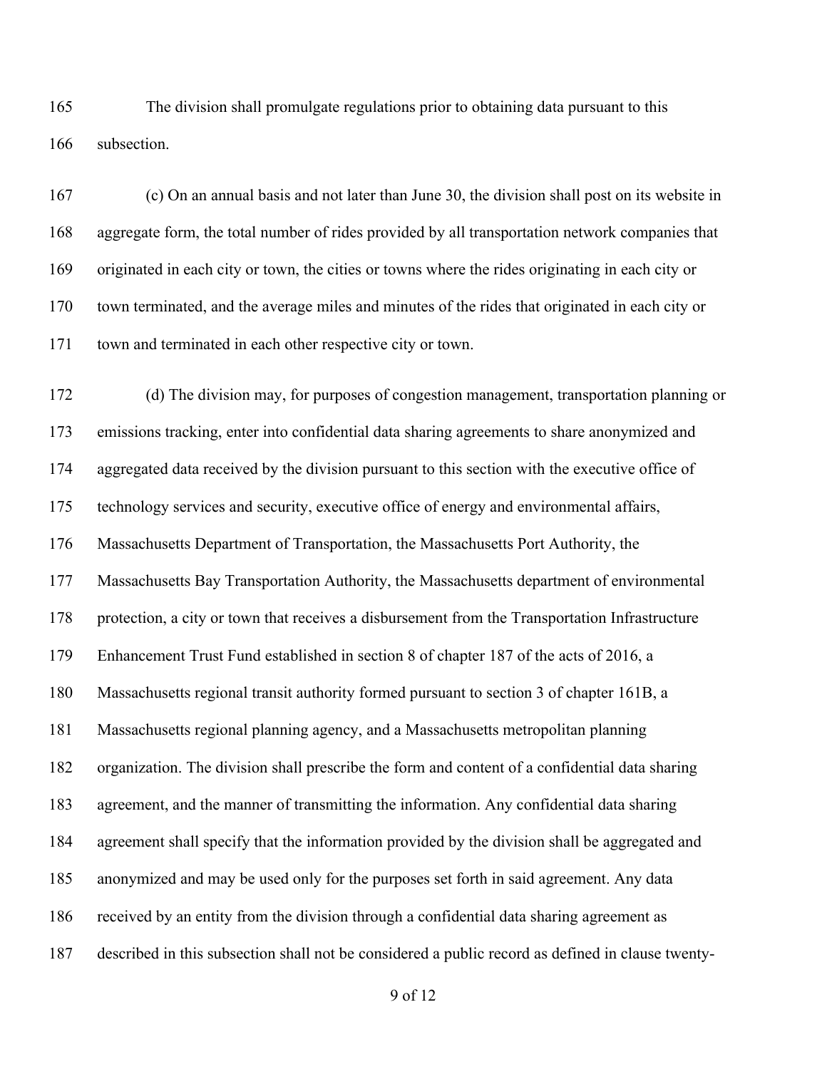The division shall promulgate regulations prior to obtaining data pursuant to this subsection.

(c) On an annual basis and not later than June 30, the division shall post on its website in aggregate form, the total number of rides provided by all transportation network companies that originated in each city or town, the cities or towns where the rides originating in each city or town terminated, and the average miles and minutes of the rides that originated in each city or town and terminated in each other respective city or town.

(d) The division may, for purposes of congestion management, transportation planning or emissions tracking, enter into confidential data sharing agreements to share anonymized and aggregated data received by the division pursuant to this section with the executive office of technology services and security, executive office of energy and environmental affairs, Massachusetts Department of Transportation, the Massachusetts Port Authority, the Massachusetts Bay Transportation Authority, the Massachusetts department of environmental protection, a city or town that receives a disbursement from the Transportation Infrastructure Enhancement Trust Fund established in section 8 of chapter 187 of the acts of 2016, a Massachusetts regional transit authority formed pursuant to section 3 of chapter 161B, a Massachusetts regional planning agency, and a Massachusetts metropolitan planning organization. The division shall prescribe the form and content of a confidential data sharing agreement, and the manner of transmitting the information. Any confidential data sharing agreement shall specify that the information provided by the division shall be aggregated and anonymized and may be used only for the purposes set forth in said agreement. Any data received by an entity from the division through a confidential data sharing agreement as described in this subsection shall not be considered a public record as defined in clause twenty-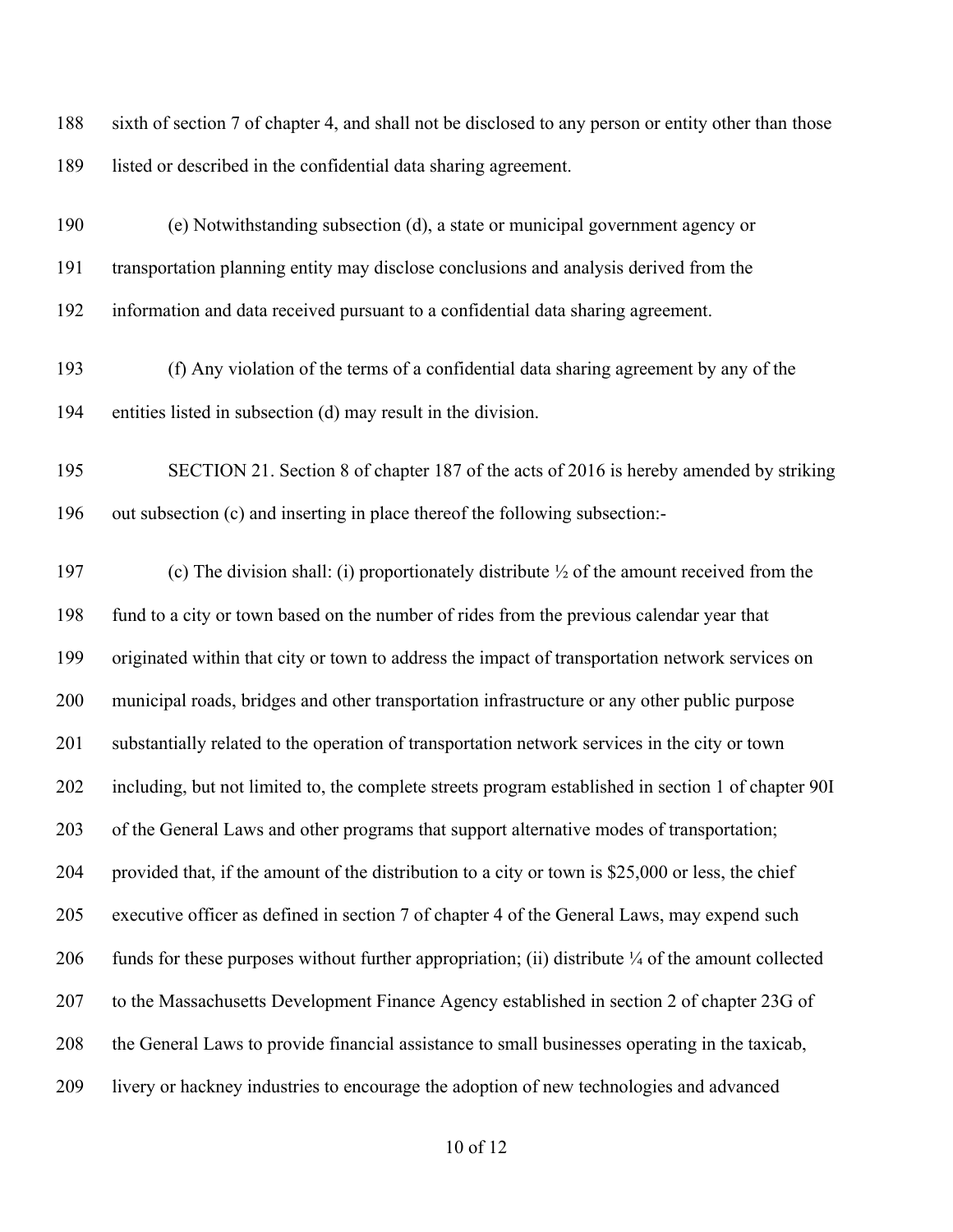sixth of section 7 of chapter 4, and shall not be disclosed to any person or entity other than those listed or described in the confidential data sharing agreement.

(e) Notwithstanding subsection (d), a state or municipal government agency or transportation planning entity may disclose conclusions and analysis derived from the information and data received pursuant to a confidential data sharing agreement.

(f) Any violation of the terms of a confidential data sharing agreement by any of the entities listed in subsection (d) may result in the division.

SECTION 21. Section 8 of chapter 187 of the acts of 2016 is hereby amended by striking out subsection (c) and inserting in place thereof the following subsection:-

(c) The division shall: (i) proportionately distribute ½ of the amount received from the fund to a city or town based on the number of rides from the previous calendar year that originated within that city or town to address the impact of transportation network services on municipal roads, bridges and other transportation infrastructure or any other public purpose substantially related to the operation of transportation network services in the city or town including, but not limited to, the complete streets program established in section 1 of chapter 90I of the General Laws and other programs that support alternative modes of transportation; provided that, if the amount of the distribution to a city or town is $25,000 or less, the chief executive officer as defined in section 7 of chapter 4 of the General Laws, may expend such funds for these purposes without further appropriation; (ii) distribute ¼ of the amount collected to the Massachusetts Development Finance Agency established in section 2 of chapter 23G of the General Laws to provide financial assistance to small businesses operating in the taxicab, livery or hackney industries to encourage the adoption of new technologies and advanced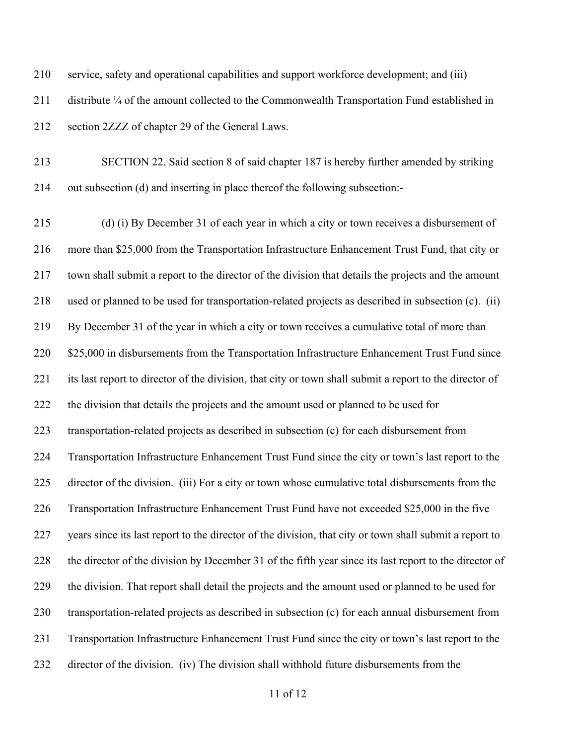service, safety and operational capabilities and support workforce development; and (iii) distribute ¼ of the amount collected to the Commonwealth Transportation Fund established in section 2ZZZ of chapter 29 of the General Laws.

SECTION 22. Said section 8 of said chapter 187 is hereby further amended by striking out subsection (d) and inserting in place thereof the following subsection:-

(d) (i) By December 31 of each year in which a city or town receives a disbursement of more than $25,000 from the Transportation Infrastructure Enhancement Trust Fund, that city or town shall submit a report to the director of the division that details the projects and the amount used or planned to be used for transportation-related projects as described in subsection (c). (ii) By December 31 of the year in which a city or town receives a cumulative total of more than $25,000 in disbursements from the Transportation Infrastructure Enhancement Trust Fund since its last report to director of the division, that city or town shall submit a report to the director of the division that details the projects and the amount used or planned to be used for transportation-related projects as described in subsection (c) for each disbursement from Transportation Infrastructure Enhancement Trust Fund since the city or town's last report to the director of the division. (iii) For a city or town whose cumulative total disbursements from the Transportation Infrastructure Enhancement Trust Fund have not exceeded $25,000 in the five years since its last report to the director of the division, that city or town shall submit a report to the director of the division by December 31 of the fifth year since its last report to the director of the division. That report shall detail the projects and the amount used or planned to be used for transportation-related projects as described in subsection (c) for each annual disbursement from Transportation Infrastructure Enhancement Trust Fund since the city or town's last report to the director of the division. (iv) The division shall withhold future disbursements from the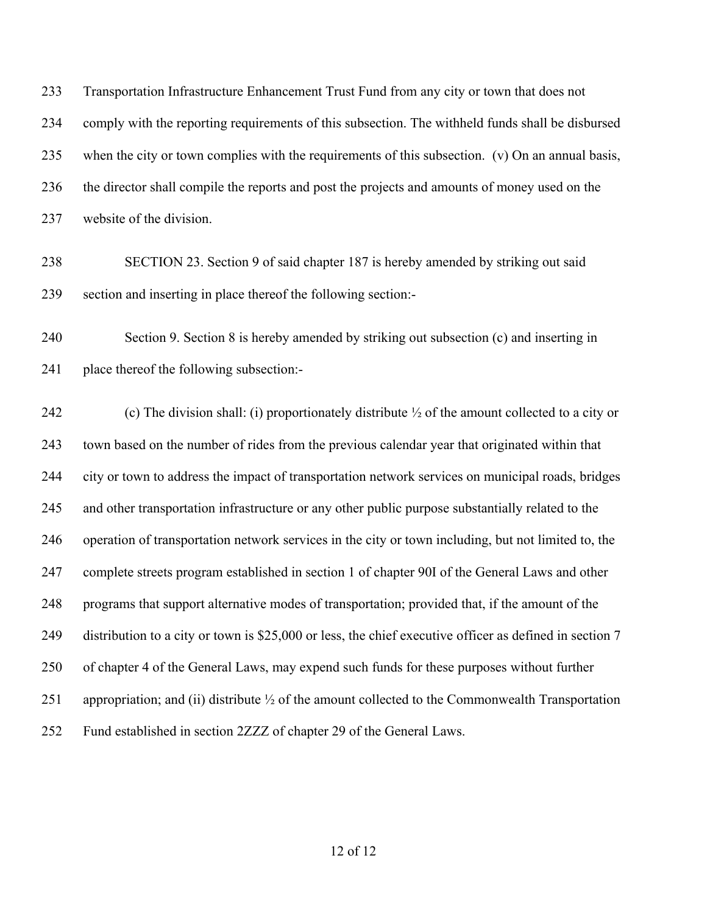Transportation Infrastructure Enhancement Trust Fund from any city or town that does not comply with the reporting requirements of this subsection. The withheld funds shall be disbursed when the city or town complies with the requirements of this subsection. (v) On an annual basis, the director shall compile the reports and post the projects and amounts of money used on the website of the division.

SECTION 23. Section 9 of said chapter 187 is hereby amended by striking out said section and inserting in place thereof the following section:-

Section 9. Section 8 is hereby amended by striking out subsection (c) and inserting in place thereof the following subsection:-

(c) The division shall: (i) proportionately distribute ½ of the amount collected to a city or town based on the number of rides from the previous calendar year that originated within that city or town to address the impact of transportation network services on municipal roads, bridges and other transportation infrastructure or any other public purpose substantially related to the operation of transportation network services in the city or town including, but not limited to, the complete streets program established in section 1 of chapter 90I of the General Laws and other programs that support alternative modes of transportation; provided that, if the amount of the distribution to a city or town is $25,000 or less, the chief executive officer as defined in section 7 of chapter 4 of the General Laws, may expend such funds for these purposes without further appropriation; and (ii) distribute ½ of the amount collected to the Commonwealth Transportation Fund established in section 2ZZZ of chapter 29 of the General Laws.